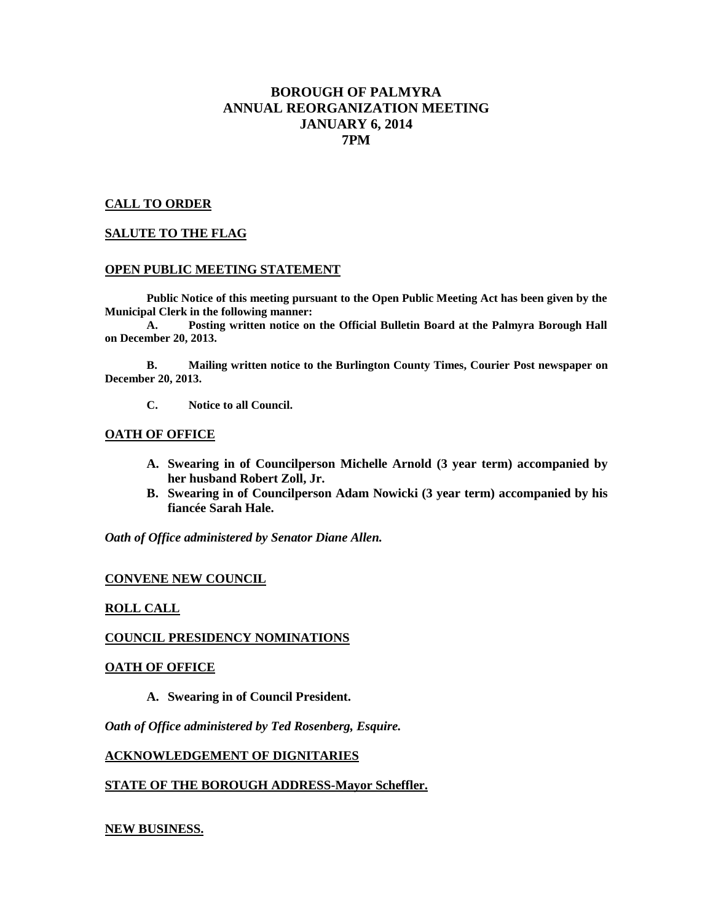# BOROUGH OF PALMYRA
# ANNUAL REORGANIZATION MEETING
# JANUARY 6, 2014
# 7PM

## CALL TO ORDER

## SALUTE TO THE FLAG

## OPEN PUBLIC MEETING STATEMENT

**Public Notice of this meeting pursuant to the Open Public Meeting Act has been given by the Municipal Clerk in the following manner:**

**A. Posting written notice on the Official Bulletin Board at the Palmyra Borough Hall on December 20, 2013.**

**B. Mailing written notice to the Burlington County Times, Courier Post newspaper on December 20, 2013.**

**C. Notice to all Council.**

## OATH OF OFFICE

**A. Swearing in of Councilperson Michelle Arnold (3 year term) accompanied by her husband Robert Zoll, Jr.**

**B. Swearing in of Councilperson Adam Nowicki (3 year term) accompanied by his fiancée Sarah Hale.**

***Oath of Office administered by Senator Diane Allen.***

## CONVENE NEW COUNCIL

## ROLL CALL

## COUNCIL PRESIDENCY NOMINATIONS

## OATH OF OFFICE

**A. Swearing in of Council President.**

***Oath of Office administered by Ted Rosenberg, Esquire.***

## ACKNOWLEDGEMENT OF DIGNITARIES

## STATE OF THE BOROUGH ADDRESS-Mayor Scheffler.

## NEW BUSINESS.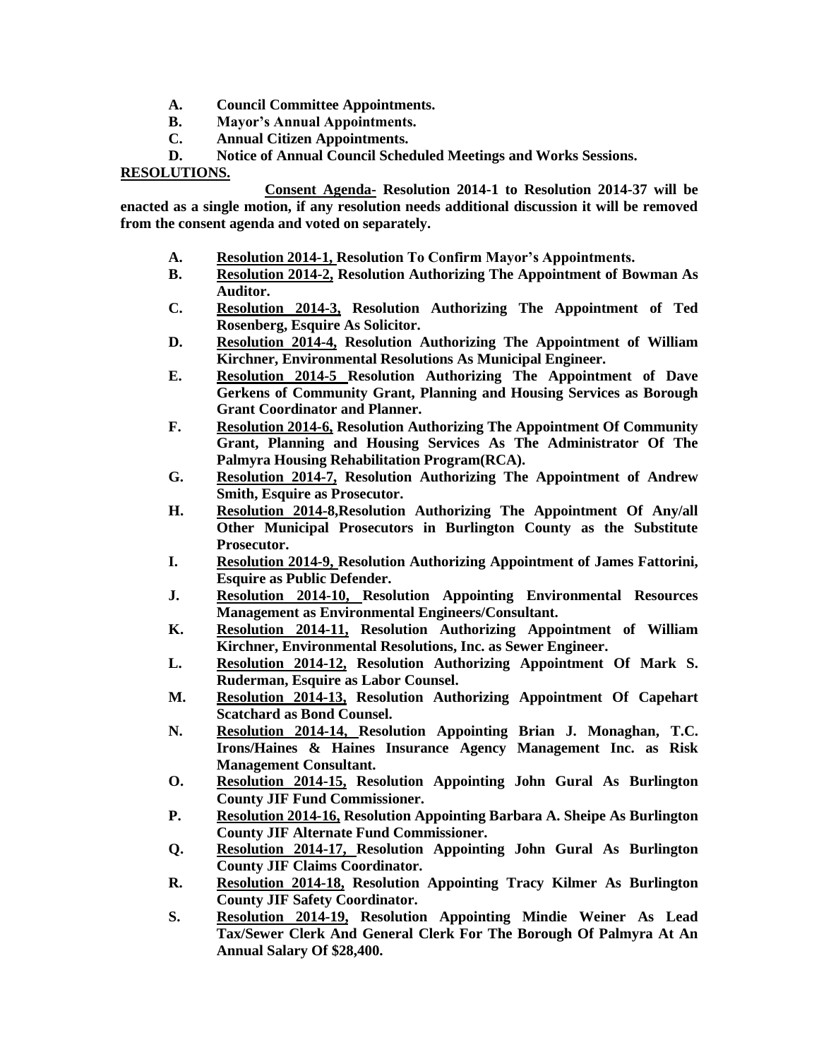**A. Council Committee Appointments.**
**B. Mayor's Annual Appointments.**
**C. Annual Citizen Appointments.**
**D. Notice of Annual Council Scheduled Meetings and Works Sessions.**

**RESOLUTIONS.**

**Consent Agenda- Resolution 2014-1 to Resolution 2014-37 will be enacted as a single motion, if any resolution needs additional discussion it will be removed from the consent agenda and voted on separately.**

**A. Resolution 2014-1, Resolution To Confirm Mayor's Appointments.**
**B. Resolution 2014-2, Resolution Authorizing The Appointment of Bowman As Auditor.**
**C. Resolution 2014-3, Resolution Authorizing The Appointment of Ted Rosenberg, Esquire As Solicitor.**
**D. Resolution 2014-4, Resolution Authorizing The Appointment of William Kirchner, Environmental Resolutions As Municipal Engineer.**
**E. Resolution 2014-5 Resolution Authorizing The Appointment of Dave Gerkens of Community Grant, Planning and Housing Services as Borough Grant Coordinator and Planner.**
**F. Resolution 2014-6, Resolution Authorizing The Appointment Of Community Grant, Planning and Housing Services As The Administrator Of The Palmyra Housing Rehabilitation Program(RCA).**
**G. Resolution 2014-7, Resolution Authorizing The Appointment of Andrew Smith, Esquire as Prosecutor.**
**H. Resolution 2014-8,Resolution Authorizing The Appointment Of Any/all Other Municipal Prosecutors in Burlington County as the Substitute Prosecutor.**
**I. Resolution 2014-9, Resolution Authorizing Appointment of James Fattorini, Esquire as Public Defender.**
**J. Resolution 2014-10, Resolution Appointing Environmental Resources Management as Environmental Engineers/Consultant.**
**K. Resolution 2014-11, Resolution Authorizing Appointment of William Kirchner, Environmental Resolutions, Inc. as Sewer Engineer.**
**L. Resolution 2014-12, Resolution Authorizing Appointment Of Mark S. Ruderman, Esquire as Labor Counsel.**
**M. Resolution 2014-13, Resolution Authorizing Appointment Of Capehart Scatchard as Bond Counsel.**
**N. Resolution 2014-14, Resolution Appointing Brian J. Monaghan, T.C. Irons/Haines & Haines Insurance Agency Management Inc. as Risk Management Consultant.**
**O. Resolution 2014-15, Resolution Appointing John Gural As Burlington County JIF Fund Commissioner.**
**P. Resolution 2014-16, Resolution Appointing Barbara A. Sheipe As Burlington County JIF Alternate Fund Commissioner.**
**Q. Resolution 2014-17, Resolution Appointing John Gural As Burlington County JIF Claims Coordinator.**
**R. Resolution 2014-18, Resolution Appointing Tracy Kilmer As Burlington County JIF Safety Coordinator.**
**S. Resolution 2014-19, Resolution Appointing Mindie Weiner As Lead Tax/Sewer Clerk And General Clerk For The Borough Of Palmyra At An Annual Salary Of $28,400.**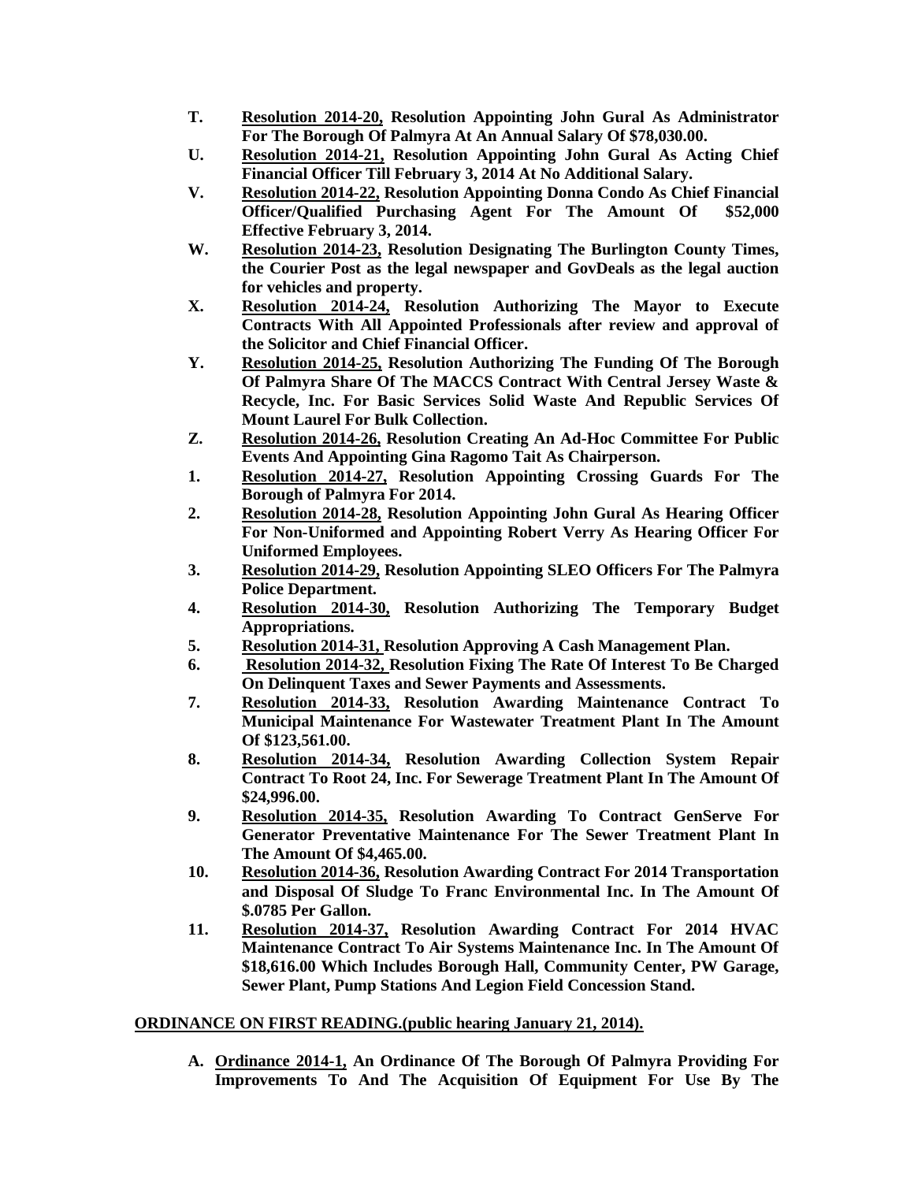**T.** **<u>Resolution 2014-20,</u> Resolution Appointing John Gural As Administrator For The Borough Of Palmyra At An Annual Salary Of $78,030.00.**

**U.** **<u>Resolution 2014-21,</u> Resolution Appointing John Gural As Acting Chief Financial Officer Till February 3, 2014 At No Additional Salary.**

**V.** **<u>Resolution 2014-22,</u> Resolution Appointing Donna Condo As Chief Financial Officer/Qualified Purchasing Agent For The Amount Of $52,000 Effective February 3, 2014.**

**W.** **<u>Resolution 2014-23,</u> Resolution Designating The Burlington County Times, the Courier Post as the legal newspaper and GovDeals as the legal auction for vehicles and property.**

**X.** **<u>Resolution 2014-24,</u> Resolution Authorizing The Mayor to Execute Contracts With All Appointed Professionals after review and approval of the Solicitor and Chief Financial Officer.**

**Y.** **<u>Resolution 2014-25,</u> Resolution Authorizing The Funding Of The Borough Of Palmyra Share Of The MACCS Contract With Central Jersey Waste & Recycle, Inc. For Basic Services Solid Waste And Republic Services Of Mount Laurel For Bulk Collection.**

**Z.** **<u>Resolution 2014-26,</u> Resolution Creating An Ad-Hoc Committee For Public Events And Appointing Gina Ragomo Tait As Chairperson.**

1. **<u>Resolution 2014-27,</u> Resolution Appointing Crossing Guards For The Borough of Palmyra For 2014.**
2. **<u>Resolution 2014-28,</u> Resolution Appointing John Gural As Hearing Officer For Non-Uniformed and Appointing Robert Verry As Hearing Officer For Uniformed Employees.**
3. **<u>Resolution 2014-29,</u> Resolution Appointing SLEO Officers For The Palmyra Police Department.**
4. **<u>Resolution 2014-30,</u> Resolution Authorizing The Temporary Budget Appropriations.**
5. **<u>Resolution 2014-31,</u> Resolution Approving A Cash Management Plan.**
6. **<u>Resolution 2014-32,</u> Resolution Fixing The Rate Of Interest To Be Charged On Delinquent Taxes and Sewer Payments and Assessments.**
7. **<u>Resolution 2014-33,</u> Resolution Awarding Maintenance Contract To Municipal Maintenance For Wastewater Treatment Plant In The Amount Of $123,561.00.**
8. **<u>Resolution 2014-34,</u> Resolution Awarding Collection System Repair Contract To Root 24, Inc. For Sewerage Treatment Plant In The Amount Of $24,996.00.**
9. **<u>Resolution 2014-35,</u> Resolution Awarding To Contract GenServe For Generator Preventative Maintenance For The Sewer Treatment Plant In The Amount Of $4,465.00.**
10. **<u>Resolution 2014-36,</u> Resolution Awarding Contract For 2014 Transportation and Disposal Of Sludge To Franc Environmental Inc. In The Amount Of $.0785 Per Gallon.**
11. **<u>Resolution 2014-37,</u> Resolution Awarding Contract For 2014 HVAC Maintenance Contract To Air Systems Maintenance Inc. In The Amount Of $18,616.00 Which Includes Borough Hall, Community Center, PW Garage, Sewer Plant, Pump Stations And Legion Field Concession Stand.**

**<u>ORDINANCE ON FIRST READING.(public hearing January 21, 2014).</u>**

**A.** **<u>Ordinance 2014-1,</u> An Ordinance Of The Borough Of Palmyra Providing For Improvements To And The Acquisition Of Equipment For Use By The**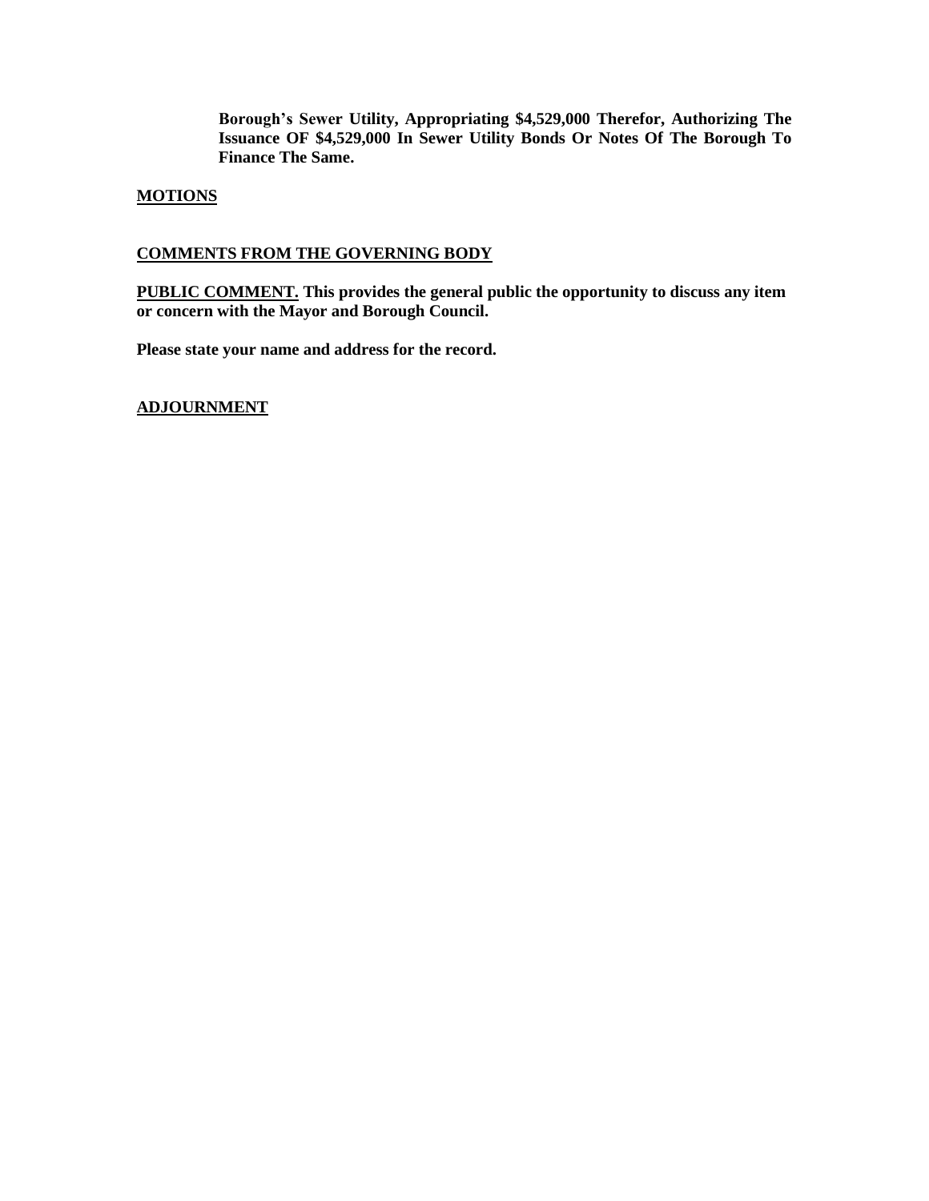**Borough's Sewer Utility, Appropriating $4,529,000 Therefor, Authorizing The Issuance OF $4,529,000 In Sewer Utility Bonds Or Notes Of The Borough To Finance The Same.**

**MOTIONS**

**COMMENTS FROM THE GOVERNING BODY**

**PUBLIC COMMENT. This provides the general public the opportunity to discuss any item or concern with the Mayor and Borough Council.**

**Please state your name and address for the record.**

**ADJOURNMENT**